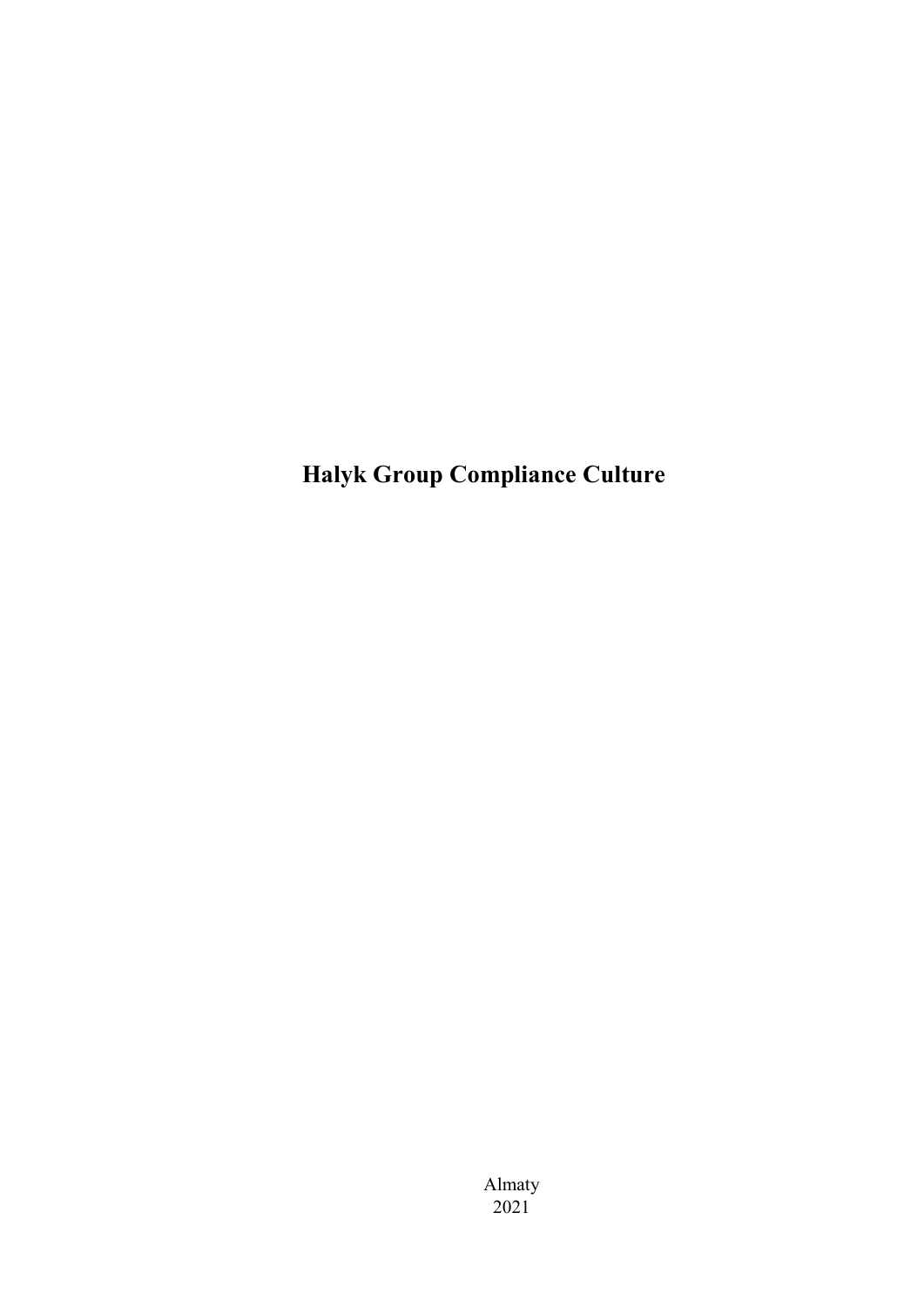# Halyk Group Compliance Culture

Almaty
2021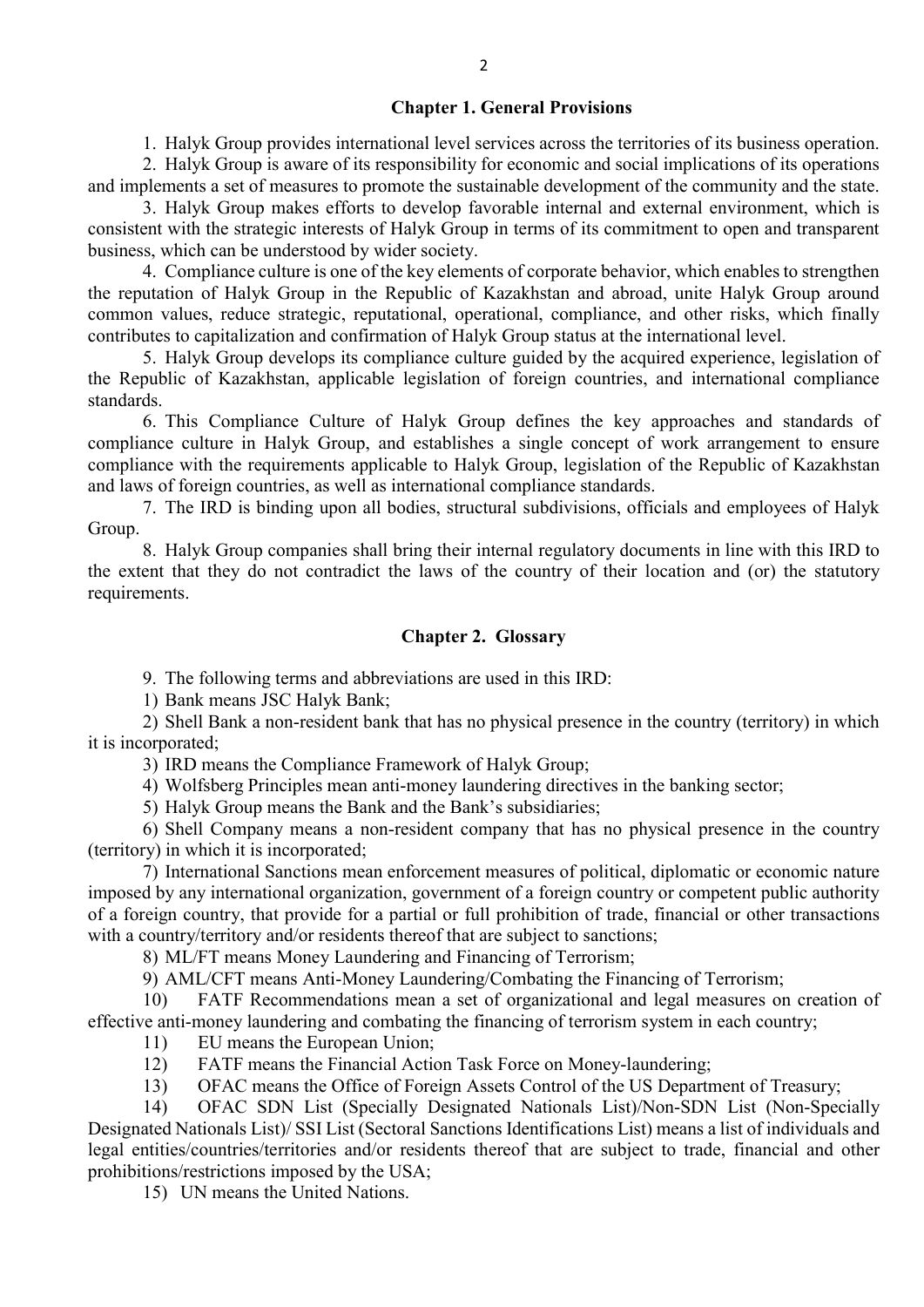## Chapter 1. General Provisions

1. Halyk Group provides international level services across the territories of its business operation.
2. Halyk Group is aware of its responsibility for economic and social implications of its operations and implements a set of measures to promote the sustainable development of the community and the state.
3. Halyk Group makes efforts to develop favorable internal and external environment, which is consistent with the strategic interests of Halyk Group in terms of its commitment to open and transparent business, which can be understood by wider society.
4. Compliance culture is one of the key elements of corporate behavior, which enables to strengthen the reputation of Halyk Group in the Republic of Kazakhstan and abroad, unite Halyk Group around common values, reduce strategic, reputational, operational, compliance, and other risks, which finally contributes to capitalization and confirmation of Halyk Group status at the international level.
5. Halyk Group develops its compliance culture guided by the acquired experience, legislation of the Republic of Kazakhstan, applicable legislation of foreign countries, and international compliance standards.
6. This Compliance Culture of Halyk Group defines the key approaches and standards of compliance culture in Halyk Group, and establishes a single concept of work arrangement to ensure compliance with the requirements applicable to Halyk Group, legislation of the Republic of Kazakhstan and laws of foreign countries, as well as international compliance standards.
7. The IRD is binding upon all bodies, structural subdivisions, officials and employees of Halyk Group.
8. Halyk Group companies shall bring their internal regulatory documents in line with this IRD to the extent that they do not contradict the laws of the country of their location and (or) the statutory requirements.

## Chapter 2. Glossary

9. The following terms and abbreviations are used in this IRD:

1) Bank means JSC Halyk Bank;
2) Shell Bank a non-resident bank that has no physical presence in the country (territory) in which it is incorporated;
3) IRD means the Compliance Framework of Halyk Group;
4) Wolfsberg Principles mean anti-money laundering directives in the banking sector;
5) Halyk Group means the Bank and the Bank's subsidiaries;
6) Shell Company means a non-resident company that has no physical presence in the country (territory) in which it is incorporated;
7) International Sanctions mean enforcement measures of political, diplomatic or economic nature imposed by any international organization, government of a foreign country or competent public authority of a foreign country, that provide for a partial or full prohibition of trade, financial or other transactions with a country/territory and/or residents thereof that are subject to sanctions;
8) ML/FT means Money Laundering and Financing of Terrorism;
9) AML/CFT means Anti-Money Laundering/Combating the Financing of Terrorism;
10) FATF Recommendations mean a set of organizational and legal measures on creation of effective anti-money laundering and combating the financing of terrorism system in each country;
11) EU means the European Union;
12) FATF means the Financial Action Task Force on Money-laundering;
13) OFAC means the Office of Foreign Assets Control of the US Department of Treasury;
14) OFAC SDN List (Specially Designated Nationals List)/Non-SDN List (Non-Specially Designated Nationals List)/ SSI List (Sectoral Sanctions Identifications List) means a list of individuals and legal entities/countries/territories and/or residents thereof that are subject to trade, financial and other prohibitions/restrictions imposed by the USA;
15) UN means the United Nations.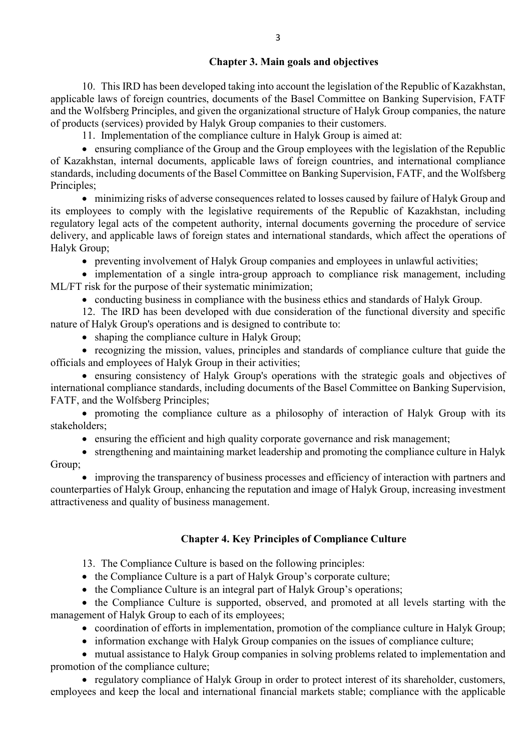## Chapter 3. Main goals and objectives

10. This IRD has been developed taking into account the legislation of the Republic of Kazakhstan, applicable laws of foreign countries, documents of the Basel Committee on Banking Supervision, FATF and the Wolfsberg Principles, and given the organizational structure of Halyk Group companies, the nature of products (services) provided by Halyk Group companies to their customers.

11. Implementation of the compliance culture in Halyk Group is aimed at:

- ensuring compliance of the Group and the Group employees with the legislation of the Republic of Kazakhstan, internal documents, applicable laws of foreign countries, and international compliance standards, including documents of the Basel Committee on Banking Supervision, FATF, and the Wolfsberg Principles;
- minimizing risks of adverse consequences related to losses caused by failure of Halyk Group and its employees to comply with the legislative requirements of the Republic of Kazakhstan, including regulatory legal acts of the competent authority, internal documents governing the procedure of service delivery, and applicable laws of foreign states and international standards, which affect the operations of Halyk Group;
- preventing involvement of Halyk Group companies and employees in unlawful activities;
- implementation of a single intra-group approach to compliance risk management, including ML/FT risk for the purpose of their systematic minimization;
- conducting business in compliance with the business ethics and standards of Halyk Group.

12. The IRD has been developed with due consideration of the functional diversity and specific nature of Halyk Group's operations and is designed to contribute to:

- shaping the compliance culture in Halyk Group;
- recognizing the mission, values, principles and standards of compliance culture that guide the officials and employees of Halyk Group in their activities;
- ensuring consistency of Halyk Group's operations with the strategic goals and objectives of international compliance standards, including documents of the Basel Committee on Banking Supervision, FATF, and the Wolfsberg Principles;
- promoting the compliance culture as a philosophy of interaction of Halyk Group with its stakeholders;
- ensuring the efficient and high quality corporate governance and risk management;
- strengthening and maintaining market leadership and promoting the compliance culture in Halyk Group;
- improving the transparency of business processes and efficiency of interaction with partners and counterparties of Halyk Group, enhancing the reputation and image of Halyk Group, increasing investment attractiveness and quality of business management.

## Chapter 4. Key Principles of Compliance Culture

13. The Compliance Culture is based on the following principles:

- the Compliance Culture is a part of Halyk Group’s corporate culture;
- the Compliance Culture is an integral part of Halyk Group’s operations;
- the Compliance Culture is supported, observed, and promoted at all levels starting with the management of Halyk Group to each of its employees;
- coordination of efforts in implementation, promotion of the compliance culture in Halyk Group;
- information exchange with Halyk Group companies on the issues of compliance culture;
- mutual assistance to Halyk Group companies in solving problems related to implementation and promotion of the compliance culture;
- regulatory compliance of Halyk Group in order to protect interest of its shareholder, customers, employees and keep the local and international financial markets stable; compliance with the applicable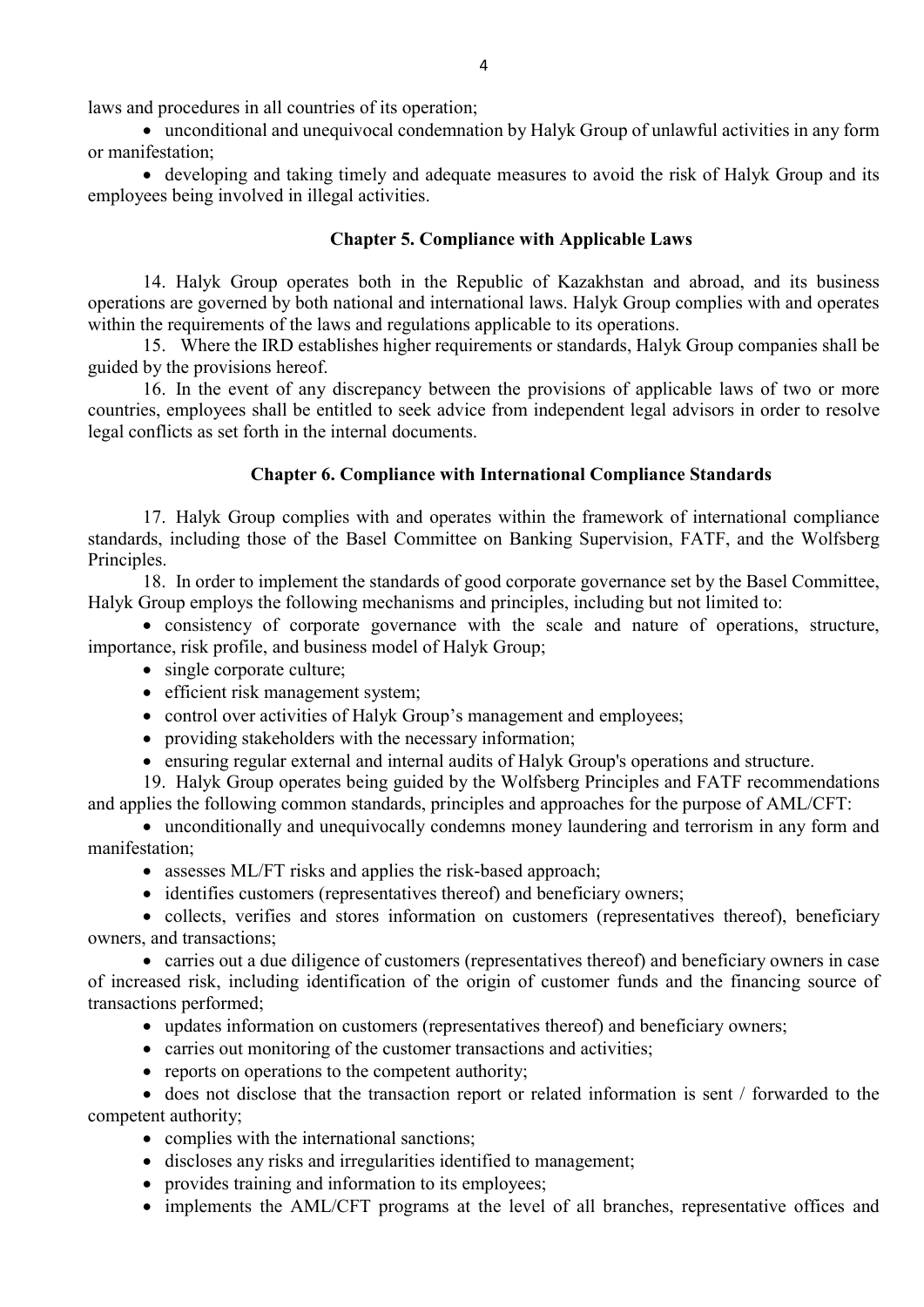laws and procedures in all countries of its operation;

- unconditional and unequivocal condemnation by Halyk Group of unlawful activities in any form or manifestation;
- developing and taking timely and adequate measures to avoid the risk of Halyk Group and its employees being involved in illegal activities.

## Chapter 5. Compliance with Applicable Laws

14. Halyk Group operates both in the Republic of Kazakhstan and abroad, and its business operations are governed by both national and international laws. Halyk Group complies with and operates within the requirements of the laws and regulations applicable to its operations.

15. Where the IRD establishes higher requirements or standards, Halyk Group companies shall be guided by the provisions hereof.

16. In the event of any discrepancy between the provisions of applicable laws of two or more countries, employees shall be entitled to seek advice from independent legal advisors in order to resolve legal conflicts as set forth in the internal documents.

## Chapter 6. Compliance with International Compliance Standards

17. Halyk Group complies with and operates within the framework of international compliance standards, including those of the Basel Committee on Banking Supervision, FATF, and the Wolfsberg Principles.

18. In order to implement the standards of good corporate governance set by the Basel Committee, Halyk Group employs the following mechanisms and principles, including but not limited to:

- consistency of corporate governance with the scale and nature of operations, structure, importance, risk profile, and business model of Halyk Group;
- single corporate culture;
- efficient risk management system;
- control over activities of Halyk Group's management and employees;
- providing stakeholders with the necessary information;
- ensuring regular external and internal audits of Halyk Group's operations and structure.

19. Halyk Group operates being guided by the Wolfsberg Principles and FATF recommendations and applies the following common standards, principles and approaches for the purpose of AML/CFT:

- unconditionally and unequivocally condemns money laundering and terrorism in any form and manifestation;
- assesses ML/FT risks and applies the risk-based approach;
- identifies customers (representatives thereof) and beneficiary owners;
- collects, verifies and stores information on customers (representatives thereof), beneficiary owners, and transactions;
- carries out a due diligence of customers (representatives thereof) and beneficiary owners in case of increased risk, including identification of the origin of customer funds and the financing source of transactions performed;
- updates information on customers (representatives thereof) and beneficiary owners;
- carries out monitoring of the customer transactions and activities;
- reports on operations to the competent authority;
- does not disclose that the transaction report or related information is sent / forwarded to the competent authority;
- complies with the international sanctions;
- discloses any risks and irregularities identified to management;
- provides training and information to its employees;
- implements the AML/CFT programs at the level of all branches, representative offices and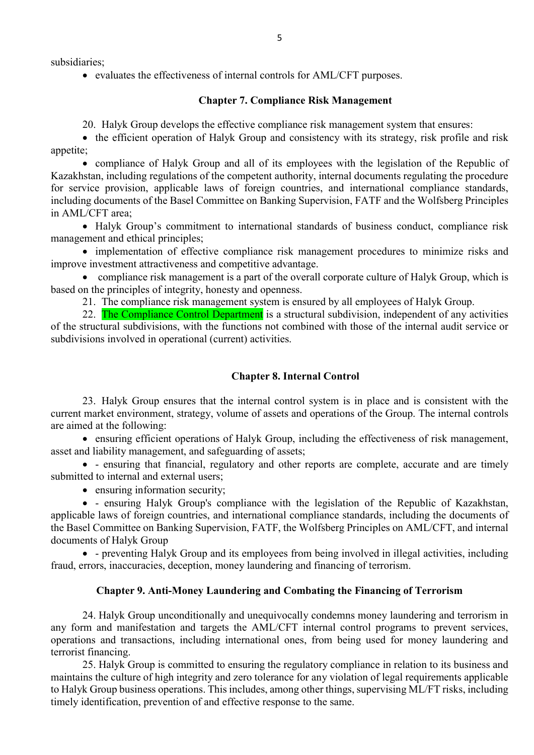subsidiaries;

- evaluates the effectiveness of internal controls for AML/CFT purposes.

## Chapter 7. Compliance Risk Management

20. Halyk Group develops the effective compliance risk management system that ensures:

- the efficient operation of Halyk Group and consistency with its strategy, risk profile and risk appetite;
- compliance of Halyk Group and all of its employees with the legislation of the Republic of Kazakhstan, including regulations of the competent authority, internal documents regulating the procedure for service provision, applicable laws of foreign countries, and international compliance standards, including documents of the Basel Committee on Banking Supervision, FATF and the Wolfsberg Principles in AML/CFT area;
- Halyk Group's commitment to international standards of business conduct, compliance risk management and ethical principles;
- implementation of effective compliance risk management procedures to minimize risks and improve investment attractiveness and competitive advantage.
- compliance risk management is a part of the overall corporate culture of Halyk Group, which is based on the principles of integrity, honesty and openness.

21. The compliance risk management system is ensured by all employees of Halyk Group.

22. The Compliance Control Department is a structural subdivision, independent of any activities of the structural subdivisions, with the functions not combined with those of the internal audit service or subdivisions involved in operational (current) activities.

## Chapter 8. Internal Control

23. Halyk Group ensures that the internal control system is in place and is consistent with the current market environment, strategy, volume of assets and operations of the Group. The internal controls are aimed at the following:

- ensuring efficient operations of Halyk Group, including the effectiveness of risk management, asset and liability management, and safeguarding of assets;
- - ensuring that financial, regulatory and other reports are complete, accurate and are timely submitted to internal and external users;
- ensuring information security;
- - ensuring Halyk Group's compliance with the legislation of the Republic of Kazakhstan, applicable laws of foreign countries, and international compliance standards, including the documents of the Basel Committee on Banking Supervision, FATF, the Wolfsberg Principles on AML/CFT, and internal documents of Halyk Group
- - preventing Halyk Group and its employees from being involved in illegal activities, including fraud, errors, inaccuracies, deception, money laundering and financing of terrorism.

## Chapter 9. Anti-Money Laundering and Combating the Financing of Terrorism

24. Halyk Group unconditionally and unequivocally condemns money laundering and terrorism in any form and manifestation and targets the AML/CFT internal control programs to prevent services, operations and transactions, including international ones, from being used for money laundering and terrorist financing.

25. Halyk Group is committed to ensuring the regulatory compliance in relation to its business and maintains the culture of high integrity and zero tolerance for any violation of legal requirements applicable to Halyk Group business operations. This includes, among other things, supervising ML/FT risks, including timely identification, prevention of and effective response to the same.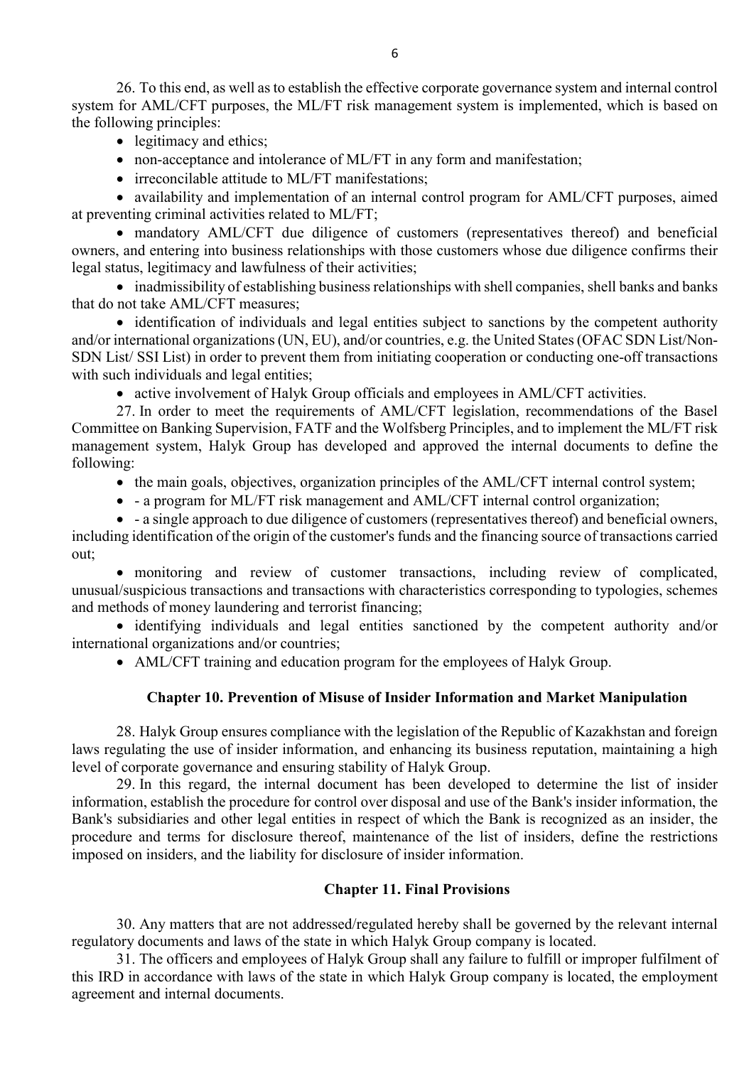26. To this end, as well as to establish the effective corporate governance system and internal control system for AML/CFT purposes, the ML/FT risk management system is implemented, which is based on the following principles:

- legitimacy and ethics;
- non-acceptance and intolerance of ML/FT in any form and manifestation;
- irreconcilable attitude to ML/FT manifestations;
- availability and implementation of an internal control program for AML/CFT purposes, aimed at preventing criminal activities related to ML/FT;
- mandatory AML/CFT due diligence of customers (representatives thereof) and beneficial owners, and entering into business relationships with those customers whose due diligence confirms their legal status, legitimacy and lawfulness of their activities;
- inadmissibility of establishing business relationships with shell companies, shell banks and banks that do not take AML/CFT measures;
- identification of individuals and legal entities subject to sanctions by the competent authority and/or international organizations (UN, EU), and/or countries, e.g. the United States (OFAC SDN List/Non-SDN List/ SSI List) in order to prevent them from initiating cooperation or conducting one-off transactions with such individuals and legal entities;
- active involvement of Halyk Group officials and employees in AML/CFT activities.

27. In order to meet the requirements of AML/CFT legislation, recommendations of the Basel Committee on Banking Supervision, FATF and the Wolfsberg Principles, and to implement the ML/FT risk management system, Halyk Group has developed and approved the internal documents to define the following:

- the main goals, objectives, organization principles of the AML/CFT internal control system;
- - a program for ML/FT risk management and AML/CFT internal control organization;
- - a single approach to due diligence of customers (representatives thereof) and beneficial owners, including identification of the origin of the customer's funds and the financing source of transactions carried out;
- monitoring and review of customer transactions, including review of complicated, unusual/suspicious transactions and transactions with characteristics corresponding to typologies, schemes and methods of money laundering and terrorist financing;
- identifying individuals and legal entities sanctioned by the competent authority and/or international organizations and/or countries;
- AML/CFT training and education program for the employees of Halyk Group.

## Chapter 10. Prevention of Misuse of Insider Information and Market Manipulation

28. Halyk Group ensures compliance with the legislation of the Republic of Kazakhstan and foreign laws regulating the use of insider information, and enhancing its business reputation, maintaining a high level of corporate governance and ensuring stability of Halyk Group.

29. In this regard, the internal document has been developed to determine the list of insider information, establish the procedure for control over disposal and use of the Bank's insider information, the Bank's subsidiaries and other legal entities in respect of which the Bank is recognized as an insider, the procedure and terms for disclosure thereof, maintenance of the list of insiders, define the restrictions imposed on insiders, and the liability for disclosure of insider information.

## Chapter 11. Final Provisions

30. Any matters that are not addressed/regulated hereby shall be governed by the relevant internal regulatory documents and laws of the state in which Halyk Group company is located.

31. The officers and employees of Halyk Group shall any failure to fulfill or improper fulfilment of this IRD in accordance with laws of the state in which Halyk Group company is located, the employment agreement and internal documents.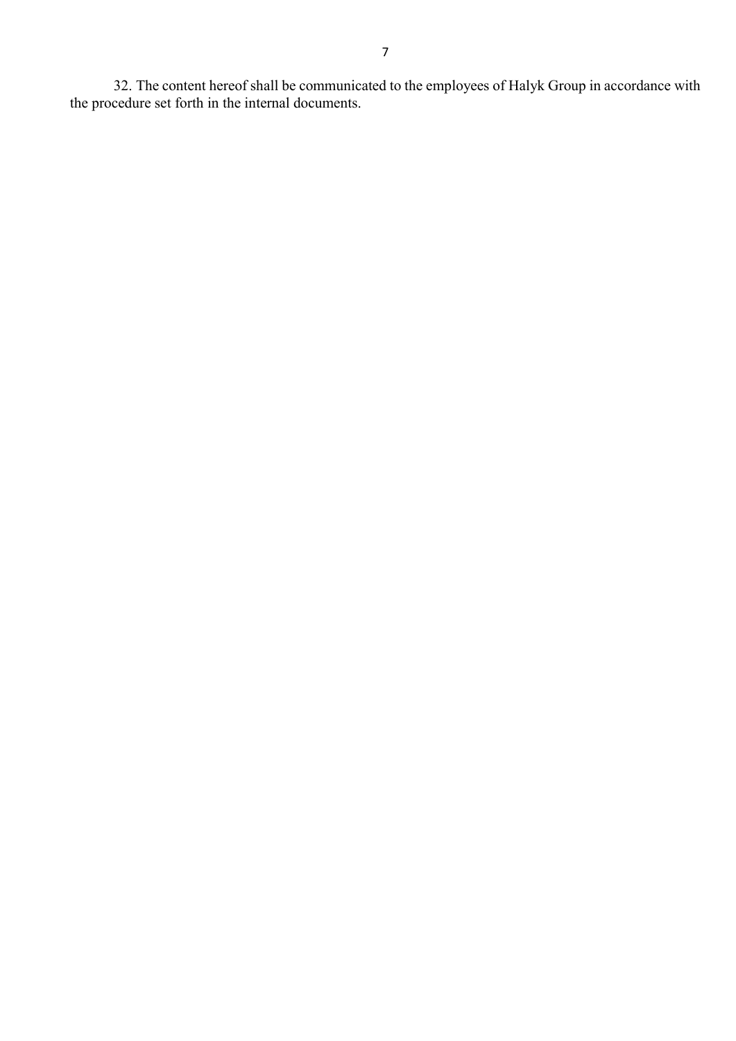32. The content hereof shall be communicated to the employees of Halyk Group in accordance with the procedure set forth in the internal documents.